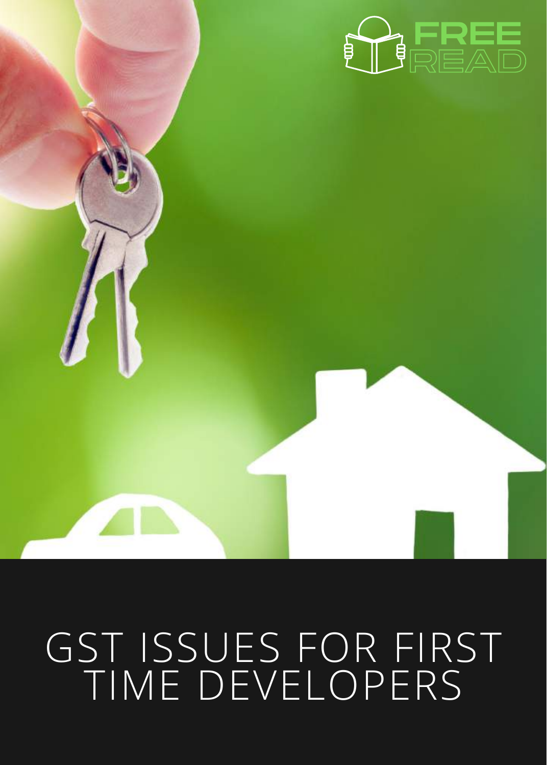FREE READ

# GST ISSUES FOR FIRST TIME DEVELOPERS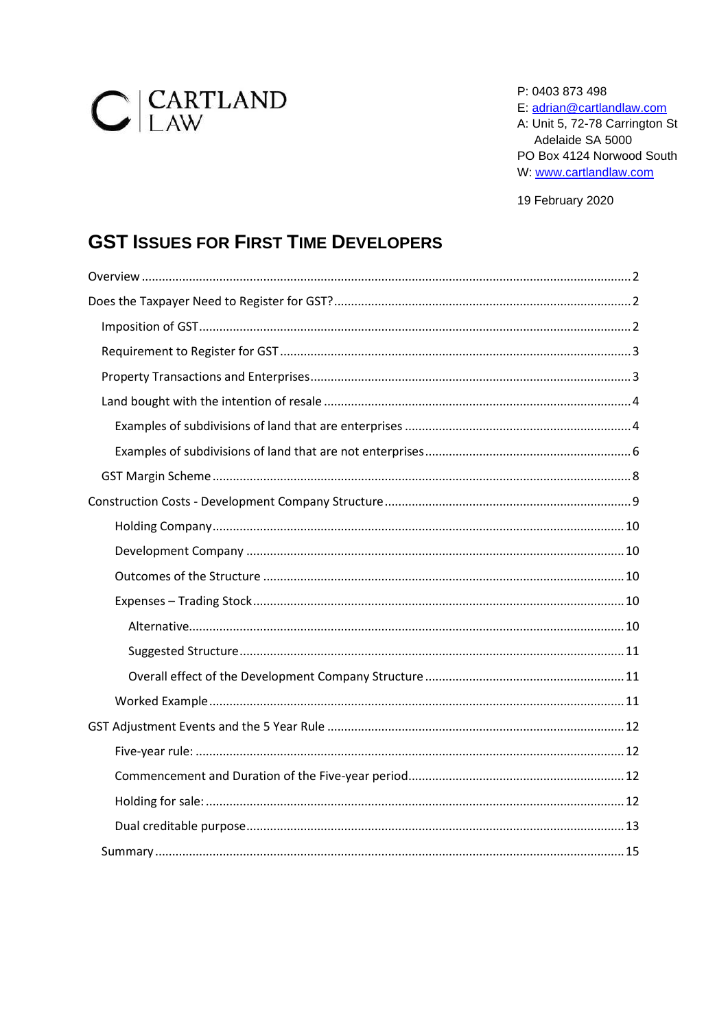CARTLAND LAW

P: 0403 873 498
E: adrian@cartlandlaw.com
A: Unit 5, 72-78 Carrington St
Adelaide SA 5000
PO Box 4124 Norwood South
W: www.cartlandlaw.com

19 February 2020

# GST Issues for First Time Developers

- Overview .......... 2
- Does the Taxpayer Need to Register for GST? .......... 2
  - Imposition of GST .......... 2
  - Requirement to Register for GST .......... 3
  - Property Transactions and Enterprises .......... 3
  - Land bought with the intention of resale .......... 4
    - Examples of subdivisions of land that are enterprises .......... 4
    - Examples of subdivisions of land that are not enterprises .......... 6
  - GST Margin Scheme .......... 8
- Construction Costs - Development Company Structure .......... 9
  - Holding Company .......... 10
  - Development Company .......... 10
  - Outcomes of the Structure .......... 10
  - Expenses – Trading Stock .......... 10
    - Alternative .......... 10
    - Suggested Structure .......... 11
    - Overall effect of the Development Company Structure .......... 11
  - Worked Example .......... 11
- GST Adjustment Events and the 5 Year Rule .......... 12
  - Five-year rule: .......... 12
  - Commencement and Duration of the Five-year period .......... 12
  - Holding for sale: .......... 12
  - Dual creditable purpose .......... 13
  - Summary .......... 15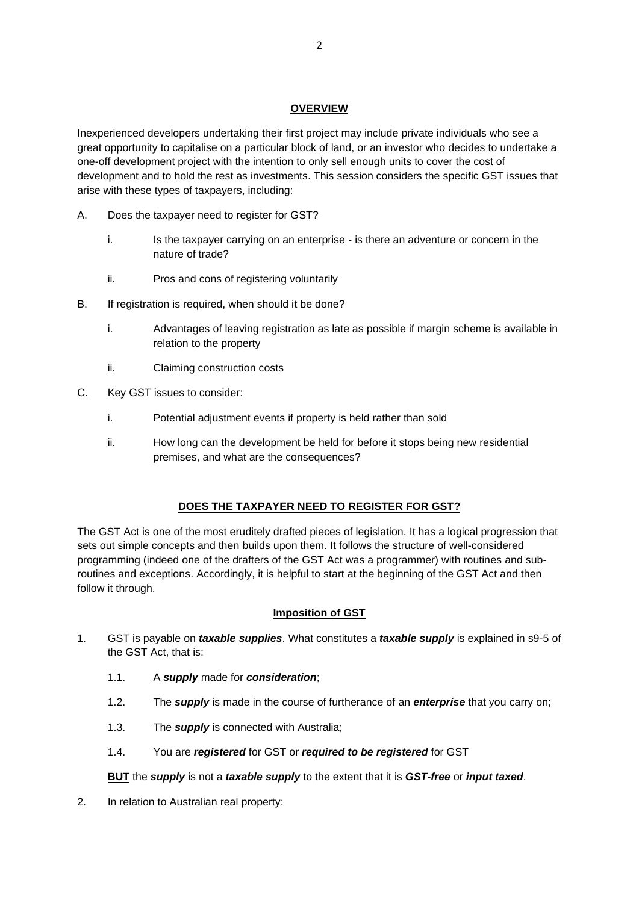## **OVERVIEW**

Inexperienced developers undertaking their first project may include private individuals who see a great opportunity to capitalise on a particular block of land, or an investor who decides to undertake a one-off development project with the intention to only sell enough units to cover the cost of development and to hold the rest as investments. This session considers the specific GST issues that arise with these types of taxpayers, including:

A. Does the taxpayer need to register for GST?

   i. Is the taxpayer carrying on an enterprise - is there an adventure or concern in the nature of trade?

   ii. Pros and cons of registering voluntarily

B. If registration is required, when should it be done?

   i. Advantages of leaving registration as late as possible if margin scheme is available in relation to the property

   ii. Claiming construction costs

C. Key GST issues to consider:

   i. Potential adjustment events if property is held rather than sold

   ii. How long can the development be held for before it stops being new residential premises, and what are the consequences?

## **DOES THE TAXPAYER NEED TO REGISTER FOR GST?**

The GST Act is one of the most eruditely drafted pieces of legislation. It has a logical progression that sets out simple concepts and then builds upon them. It follows the structure of well-considered programming (indeed one of the drafters of the GST Act was a programmer) with routines and sub-routines and exceptions. Accordingly, it is helpful to start at the beginning of the GST Act and then follow it through.

### **Imposition of GST**

1. GST is payable on ***taxable supplies***. What constitutes a ***taxable supply*** is explained in s9-5 of the GST Act, that is:

   1.1. A ***supply*** made for ***consideration***;

   1.2. The ***supply*** is made in the course of furtherance of an ***enterprise*** that you carry on;

   1.3. The ***supply*** is connected with Australia;

   1.4. You are ***registered*** for GST or ***required to be registered*** for GST

   **BUT** the ***supply*** is not a ***taxable supply*** to the extent that it is ***GST-free*** or ***input taxed***.

2. In relation to Australian real property: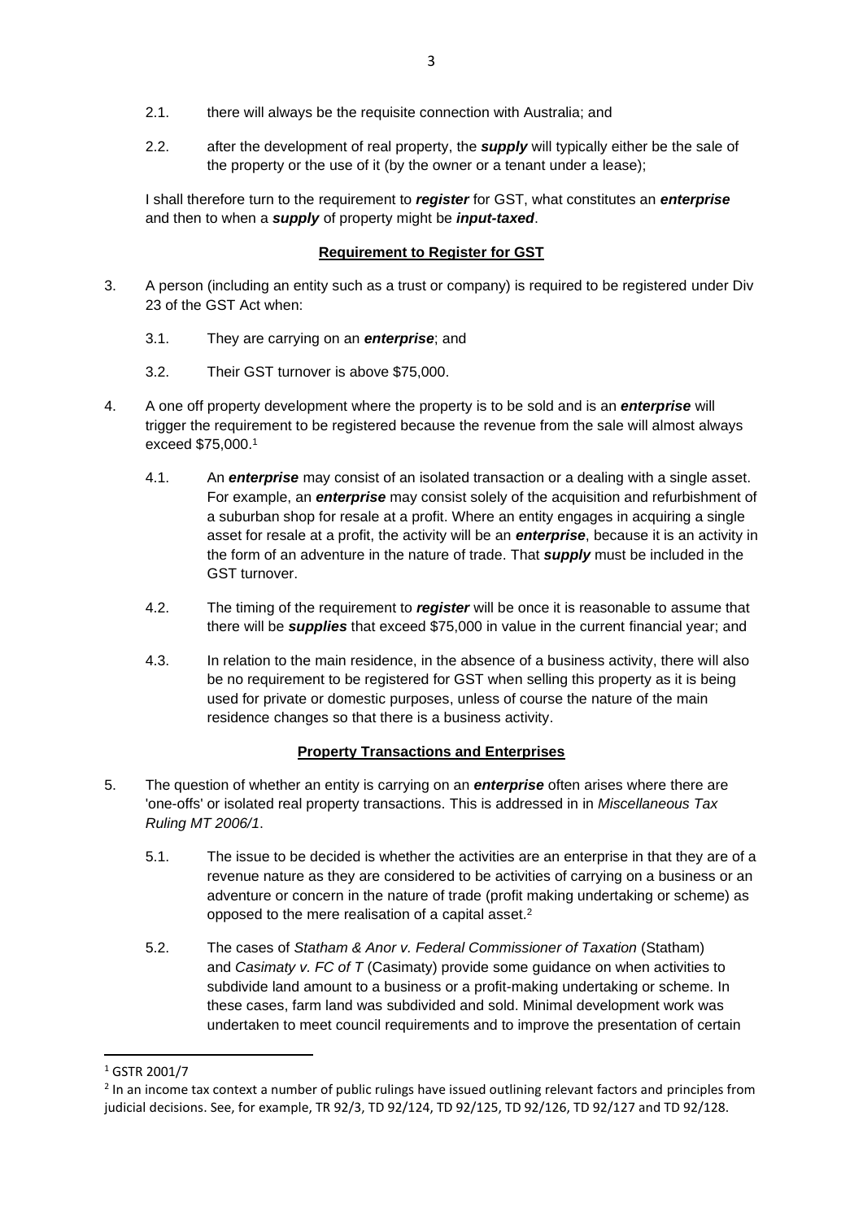2.1. there will always be the requisite connection with Australia; and

2.2. after the development of real property, the ***supply*** will typically either be the sale of the property or the use of it (by the owner or a tenant under a lease);

I shall therefore turn to the requirement to ***register*** for GST, what constitutes an ***enterprise*** and then to when a ***supply*** of property might be ***input-taxed***.

## Requirement to Register for GST

3. A person (including an entity such as a trust or company) is required to be registered under Div 23 of the GST Act when:

   3.1. They are carrying on an ***enterprise***; and

   3.2. Their GST turnover is above $75,000.

4. A one off property development where the property is to be sold and is an ***enterprise*** will trigger the requirement to be registered because the revenue from the sale will almost always exceed $75,000.[1]

   4.1. An ***enterprise*** may consist of an isolated transaction or a dealing with a single asset. For example, an ***enterprise*** may consist solely of the acquisition and refurbishment of a suburban shop for resale at a profit. Where an entity engages in acquiring a single asset for resale at a profit, the activity will be an ***enterprise***, because it is an activity in the form of an adventure in the nature of trade. That ***supply*** must be included in the GST turnover.

   4.2. The timing of the requirement to ***register*** will be once it is reasonable to assume that there will be ***supplies*** that exceed $75,000 in value in the current financial year; and

   4.3. In relation to the main residence, in the absence of a business activity, there will also be no requirement to be registered for GST when selling this property as it is being used for private or domestic purposes, unless of course the nature of the main residence changes so that there is a business activity.

## Property Transactions and Enterprises

5. The question of whether an entity is carrying on an ***enterprise*** often arises where there are 'one-offs' or isolated real property transactions. This is addressed in in *Miscellaneous Tax Ruling MT 2006/1*.

   5.1. The issue to be decided is whether the activities are an enterprise in that they are of a revenue nature as they are considered to be activities of carrying on a business or an adventure or concern in the nature of trade (profit making undertaking or scheme) as opposed to the mere realisation of a capital asset.[2]

   5.2. The cases of *Statham & Anor v. Federal Commissioner of Taxation* (Statham) and *Casimaty v. FC of T* (Casimaty) provide some guidance on when activities to subdivide land amount to a business or a profit-making undertaking or scheme. In these cases, farm land was subdivided and sold. Minimal development work was undertaken to meet council requirements and to improve the presentation of certain

---

[1] GSTR 2001/7

[2] In an income tax context a number of public rulings have issued outlining relevant factors and principles from judicial decisions. See, for example, TR 92/3, TD 92/124, TD 92/125, TD 92/126, TD 92/127 and TD 92/128.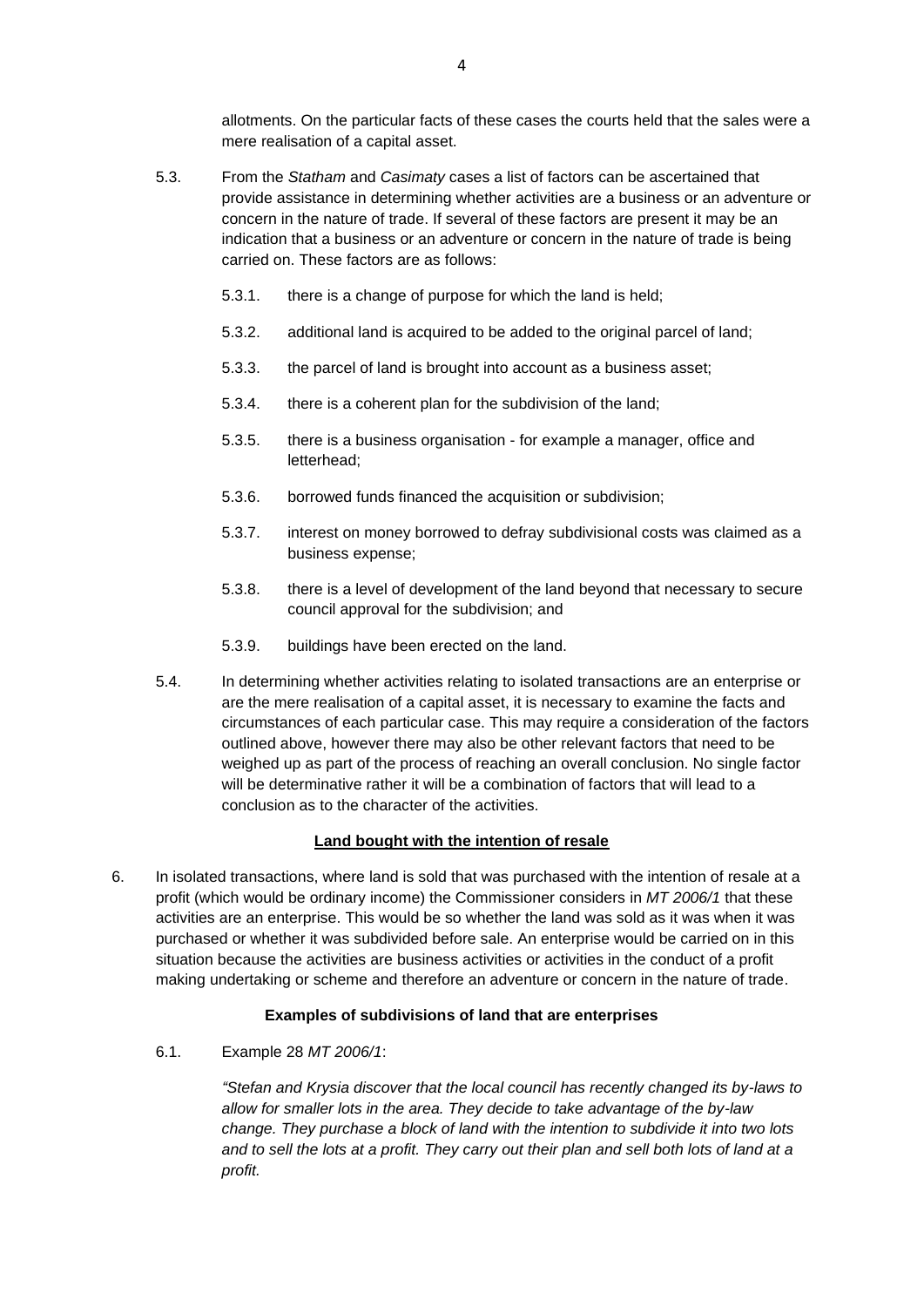allotments. On the particular facts of these cases the courts held that the sales were a mere realisation of a capital asset.

5.3. From the *Statham* and *Casimaty* cases a list of factors can be ascertained that provide assistance in determining whether activities are a business or an adventure or concern in the nature of trade. If several of these factors are present it may be an indication that a business or an adventure or concern in the nature of trade is being carried on. These factors are as follows:

5.3.1. there is a change of purpose for which the land is held;

5.3.2. additional land is acquired to be added to the original parcel of land;

5.3.3. the parcel of land is brought into account as a business asset;

5.3.4. there is a coherent plan for the subdivision of the land;

5.3.5. there is a business organisation - for example a manager, office and letterhead;

5.3.6. borrowed funds financed the acquisition or subdivision;

5.3.7. interest on money borrowed to defray subdivisional costs was claimed as a business expense;

5.3.8. there is a level of development of the land beyond that necessary to secure council approval for the subdivision; and

5.3.9. buildings have been erected on the land.

5.4. In determining whether activities relating to isolated transactions are an enterprise or are the mere realisation of a capital asset, it is necessary to examine the facts and circumstances of each particular case. This may require a consideration of the factors outlined above, however there may also be other relevant factors that need to be weighed up as part of the process of reaching an overall conclusion. No single factor will be determinative rather it will be a combination of factors that will lead to a conclusion as to the character of the activities.

## Land bought with the intention of resale

6. In isolated transactions, where land is sold that was purchased with the intention of resale at a profit (which would be ordinary income) the Commissioner considers in *MT 2006/1* that these activities are an enterprise. This would be so whether the land was sold as it was when it was purchased or whether it was subdivided before sale. An enterprise would be carried on in this situation because the activities are business activities or activities in the conduct of a profit making undertaking or scheme and therefore an adventure or concern in the nature of trade.

### Examples of subdivisions of land that are enterprises

6.1. Example 28 *MT 2006/1*:

*"Stefan and Krysia discover that the local council has recently changed its by-laws to allow for smaller lots in the area. They decide to take advantage of the by-law change. They purchase a block of land with the intention to subdivide it into two lots and to sell the lots at a profit. They carry out their plan and sell both lots of land at a profit.*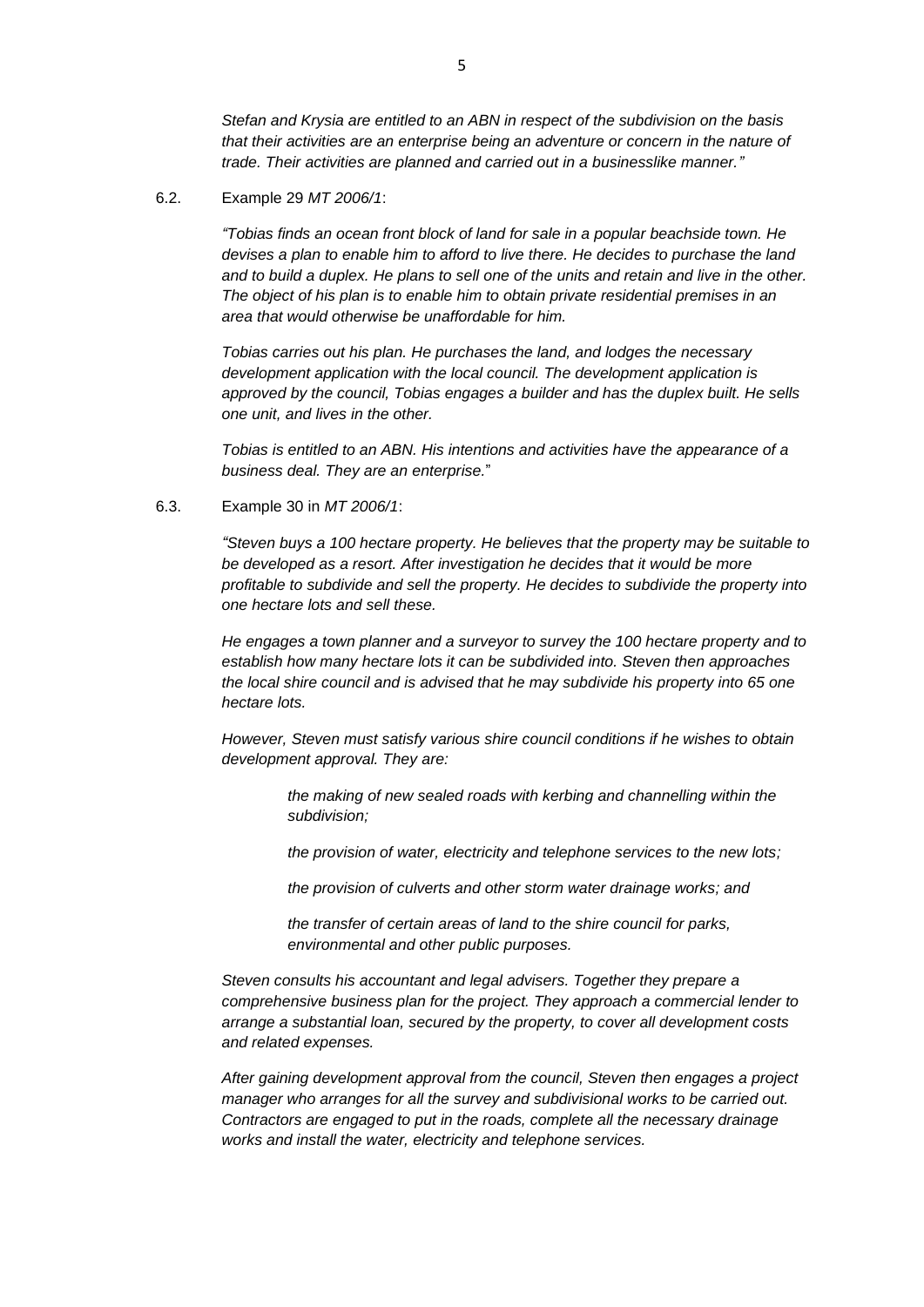*Stefan and Krysia are entitled to an ABN in respect of the subdivision on the basis that their activities are an enterprise being an adventure or concern in the nature of trade. Their activities are planned and carried out in a businesslike manner."*

6.2. Example 29 *MT 2006/1*:

> *"Tobias finds an ocean front block of land for sale in a popular beachside town. He devises a plan to enable him to afford to live there. He decides to purchase the land and to build a duplex. He plans to sell one of the units and retain and live in the other. The object of his plan is to enable him to obtain private residential premises in an area that would otherwise be unaffordable for him.*
>
> *Tobias carries out his plan. He purchases the land, and lodges the necessary development application with the local council. The development application is approved by the council, Tobias engages a builder and has the duplex built. He sells one unit, and lives in the other.*
>
> *Tobias is entitled to an ABN. His intentions and activities have the appearance of a business deal. They are an enterprise.*"

6.3. Example 30 in *MT 2006/1*:

> *"Steven buys a 100 hectare property. He believes that the property may be suitable to be developed as a resort. After investigation he decides that it would be more profitable to subdivide and sell the property. He decides to subdivide the property into one hectare lots and sell these.*
>
> *He engages a town planner and a surveyor to survey the 100 hectare property and to establish how many hectare lots it can be subdivided into. Steven then approaches the local shire council and is advised that he may subdivide his property into 65 one hectare lots.*
>
> *However, Steven must satisfy various shire council conditions if he wishes to obtain development approval. They are:*
>
> > *the making of new sealed roads with kerbing and channelling within the subdivision;*
> >
> > *the provision of water, electricity and telephone services to the new lots;*
> >
> > *the provision of culverts and other storm water drainage works; and*
> >
> > *the transfer of certain areas of land to the shire council for parks, environmental and other public purposes.*
>
> *Steven consults his accountant and legal advisers. Together they prepare a comprehensive business plan for the project. They approach a commercial lender to arrange a substantial loan, secured by the property, to cover all development costs and related expenses.*
>
> *After gaining development approval from the council, Steven then engages a project manager who arranges for all the survey and subdivisional works to be carried out. Contractors are engaged to put in the roads, complete all the necessary drainage works and install the water, electricity and telephone services.*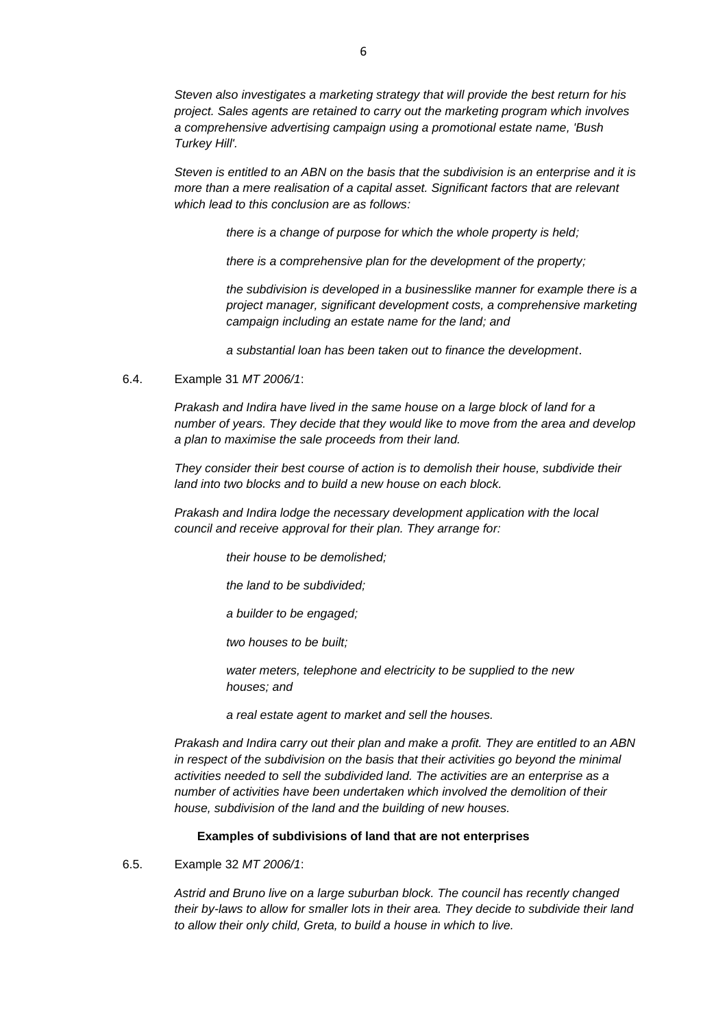*Steven also investigates a marketing strategy that will provide the best return for his project. Sales agents are retained to carry out the marketing program which involves a comprehensive advertising campaign using a promotional estate name, 'Bush Turkey Hill'.*

*Steven is entitled to an ABN on the basis that the subdivision is an enterprise and it is more than a mere realisation of a capital asset. Significant factors that are relevant which lead to this conclusion are as follows:*

> *there is a change of purpose for which the whole property is held;*
>
> *there is a comprehensive plan for the development of the property;*
>
> *the subdivision is developed in a businesslike manner for example there is a project manager, significant development costs, a comprehensive marketing campaign including an estate name for the land; and*
>
> *a substantial loan has been taken out to finance the development.*

6.4. Example 31 *MT 2006/1*:

*Prakash and Indira have lived in the same house on a large block of land for a number of years. They decide that they would like to move from the area and develop a plan to maximise the sale proceeds from their land.*

*They consider their best course of action is to demolish their house, subdivide their land into two blocks and to build a new house on each block.*

*Prakash and Indira lodge the necessary development application with the local council and receive approval for their plan. They arrange for:*

> *their house to be demolished;*
>
> *the land to be subdivided;*
>
> *a builder to be engaged;*
>
> *two houses to be built;*
>
> *water meters, telephone and electricity to be supplied to the new houses; and*
>
> *a real estate agent to market and sell the houses.*

*Prakash and Indira carry out their plan and make a profit. They are entitled to an ABN in respect of the subdivision on the basis that their activities go beyond the minimal activities needed to sell the subdivided land. The activities are an enterprise as a number of activities have been undertaken which involved the demolition of their house, subdivision of the land and the building of new houses.*

**Examples of subdivisions of land that are not enterprises**

6.5. Example 32 *MT 2006/1*:

*Astrid and Bruno live on a large suburban block. The council has recently changed their by-laws to allow for smaller lots in their area. They decide to subdivide their land to allow their only child, Greta, to build a house in which to live.*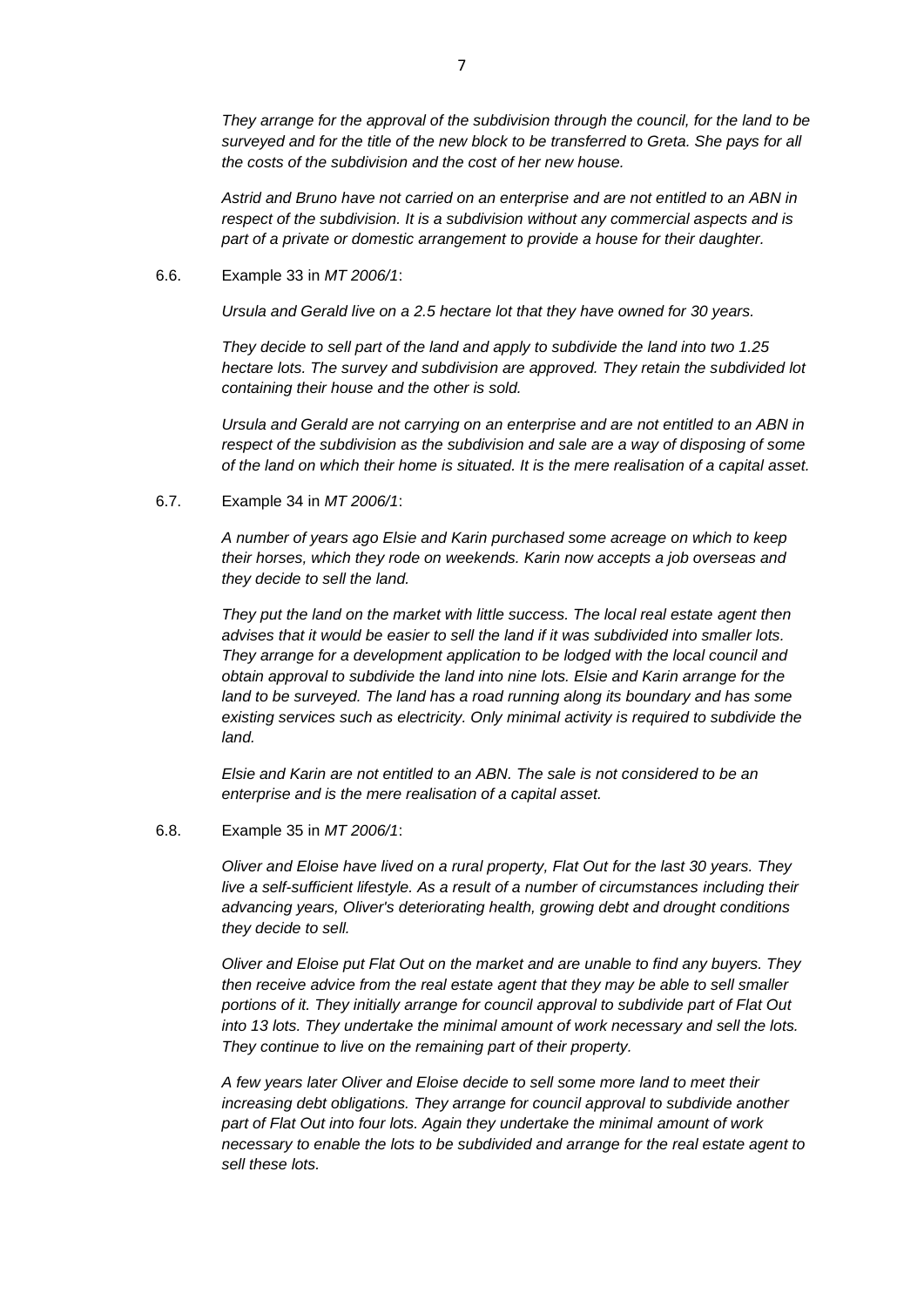*They arrange for the approval of the subdivision through the council, for the land to be surveyed and for the title of the new block to be transferred to Greta. She pays for all the costs of the subdivision and the cost of her new house.*

*Astrid and Bruno have not carried on an enterprise and are not entitled to an ABN in respect of the subdivision. It is a subdivision without any commercial aspects and is part of a private or domestic arrangement to provide a house for their daughter.*

6.6. Example 33 in *MT 2006/1*:

*Ursula and Gerald live on a 2.5 hectare lot that they have owned for 30 years.*

*They decide to sell part of the land and apply to subdivide the land into two 1.25 hectare lots. The survey and subdivision are approved. They retain the subdivided lot containing their house and the other is sold.*

*Ursula and Gerald are not carrying on an enterprise and are not entitled to an ABN in respect of the subdivision as the subdivision and sale are a way of disposing of some of the land on which their home is situated. It is the mere realisation of a capital asset.*

6.7. Example 34 in *MT 2006/1*:

*A number of years ago Elsie and Karin purchased some acreage on which to keep their horses, which they rode on weekends. Karin now accepts a job overseas and they decide to sell the land.*

*They put the land on the market with little success. The local real estate agent then advises that it would be easier to sell the land if it was subdivided into smaller lots. They arrange for a development application to be lodged with the local council and obtain approval to subdivide the land into nine lots. Elsie and Karin arrange for the land to be surveyed. The land has a road running along its boundary and has some existing services such as electricity. Only minimal activity is required to subdivide the land.*

*Elsie and Karin are not entitled to an ABN. The sale is not considered to be an enterprise and is the mere realisation of a capital asset.*

6.8. Example 35 in *MT 2006/1*:

*Oliver and Eloise have lived on a rural property, Flat Out for the last 30 years. They live a self-sufficient lifestyle. As a result of a number of circumstances including their advancing years, Oliver's deteriorating health, growing debt and drought conditions they decide to sell.*

*Oliver and Eloise put Flat Out on the market and are unable to find any buyers. They then receive advice from the real estate agent that they may be able to sell smaller portions of it. They initially arrange for council approval to subdivide part of Flat Out into 13 lots. They undertake the minimal amount of work necessary and sell the lots. They continue to live on the remaining part of their property.*

*A few years later Oliver and Eloise decide to sell some more land to meet their increasing debt obligations. They arrange for council approval to subdivide another part of Flat Out into four lots. Again they undertake the minimal amount of work necessary to enable the lots to be subdivided and arrange for the real estate agent to sell these lots.*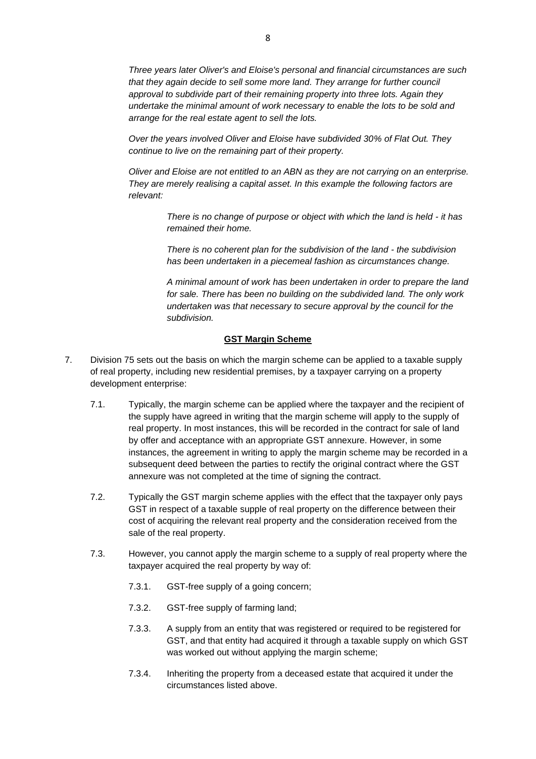*Three years later Oliver's and Eloise's personal and financial circumstances are such that they again decide to sell some more land. They arrange for further council approval to subdivide part of their remaining property into three lots. Again they undertake the minimal amount of work necessary to enable the lots to be sold and arrange for the real estate agent to sell the lots.*

*Over the years involved Oliver and Eloise have subdivided 30% of Flat Out. They continue to live on the remaining part of their property.*

*Oliver and Eloise are not entitled to an ABN as they are not carrying on an enterprise. They are merely realising a capital asset. In this example the following factors are relevant:*

> *There is no change of purpose or object with which the land is held - it has remained their home.*
>
> *There is no coherent plan for the subdivision of the land - the subdivision has been undertaken in a piecemeal fashion as circumstances change.*
>
> *A minimal amount of work has been undertaken in order to prepare the land for sale. There has been no building on the subdivided land. The only work undertaken was that necessary to secure approval by the council for the subdivision.*

**GST Margin Scheme**

7. Division 75 sets out the basis on which the margin scheme can be applied to a taxable supply of real property, including new residential premises, by a taxpayer carrying on a property development enterprise:

   7.1. Typically, the margin scheme can be applied where the taxpayer and the recipient of the supply have agreed in writing that the margin scheme will apply to the supply of real property. In most instances, this will be recorded in the contract for sale of land by offer and acceptance with an appropriate GST annexure. However, in some instances, the agreement in writing to apply the margin scheme may be recorded in a subsequent deed between the parties to rectify the original contract where the GST annexure was not completed at the time of signing the contract.

   7.2. Typically the GST margin scheme applies with the effect that the taxpayer only pays GST in respect of a taxable supple of real property on the difference between their cost of acquiring the relevant real property and the consideration received from the sale of the real property.

   7.3. However, you cannot apply the margin scheme to a supply of real property where the taxpayer acquired the real property by way of:

      7.3.1. GST-free supply of a going concern;

      7.3.2. GST-free supply of farming land;

      7.3.3. A supply from an entity that was registered or required to be registered for GST, and that entity had acquired it through a taxable supply on which GST was worked out without applying the margin scheme;

      7.3.4. Inheriting the property from a deceased estate that acquired it under the circumstances listed above.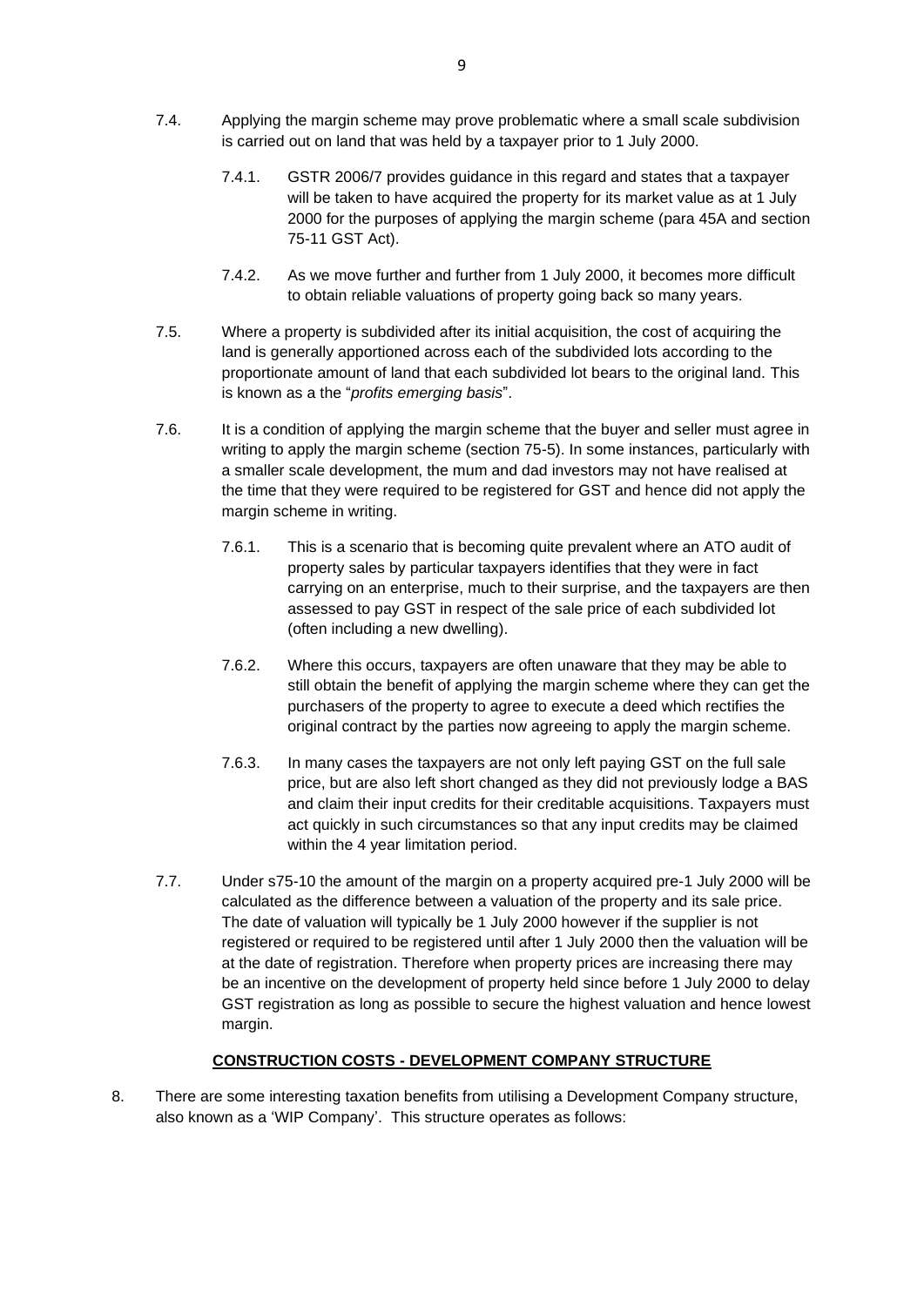7.4. Applying the margin scheme may prove problematic where a small scale subdivision is carried out on land that was held by a taxpayer prior to 1 July 2000.

> 7.4.1. GSTR 2006/7 provides guidance in this regard and states that a taxpayer will be taken to have acquired the property for its market value as at 1 July 2000 for the purposes of applying the margin scheme (para 45A and section 75-11 GST Act).
>
> 7.4.2. As we move further and further from 1 July 2000, it becomes more difficult to obtain reliable valuations of property going back so many years.

7.5. Where a property is subdivided after its initial acquisition, the cost of acquiring the land is generally apportioned across each of the subdivided lots according to the proportionate amount of land that each subdivided lot bears to the original land. This is known as a the "*profits emerging basis*".

7.6. It is a condition of applying the margin scheme that the buyer and seller must agree in writing to apply the margin scheme (section 75-5). In some instances, particularly with a smaller scale development, the mum and dad investors may not have realised at the time that they were required to be registered for GST and hence did not apply the margin scheme in writing.

> 7.6.1. This is a scenario that is becoming quite prevalent where an ATO audit of property sales by particular taxpayers identifies that they were in fact carrying on an enterprise, much to their surprise, and the taxpayers are then assessed to pay GST in respect of the sale price of each subdivided lot (often including a new dwelling).
>
> 7.6.2. Where this occurs, taxpayers are often unaware that they may be able to still obtain the benefit of applying the margin scheme where they can get the purchasers of the property to agree to execute a deed which rectifies the original contract by the parties now agreeing to apply the margin scheme.
>
> 7.6.3. In many cases the taxpayers are not only left paying GST on the full sale price, but are also left short changed as they did not previously lodge a BAS and claim their input credits for their creditable acquisitions. Taxpayers must act quickly in such circumstances so that any input credits may be claimed within the 4 year limitation period.

7.7. Under s75-10 the amount of the margin on a property acquired pre-1 July 2000 will be calculated as the difference between a valuation of the property and its sale price. The date of valuation will typically be 1 July 2000 however if the supplier is not registered or required to be registered until after 1 July 2000 then the valuation will be at the date of registration. Therefore when property prices are increasing there may be an incentive on the development of property held since before 1 July 2000 to delay GST registration as long as possible to secure the highest valuation and hence lowest margin.

## CONSTRUCTION COSTS - DEVELOPMENT COMPANY STRUCTURE

8. There are some interesting taxation benefits from utilising a Development Company structure, also known as a 'WIP Company'. This structure operates as follows: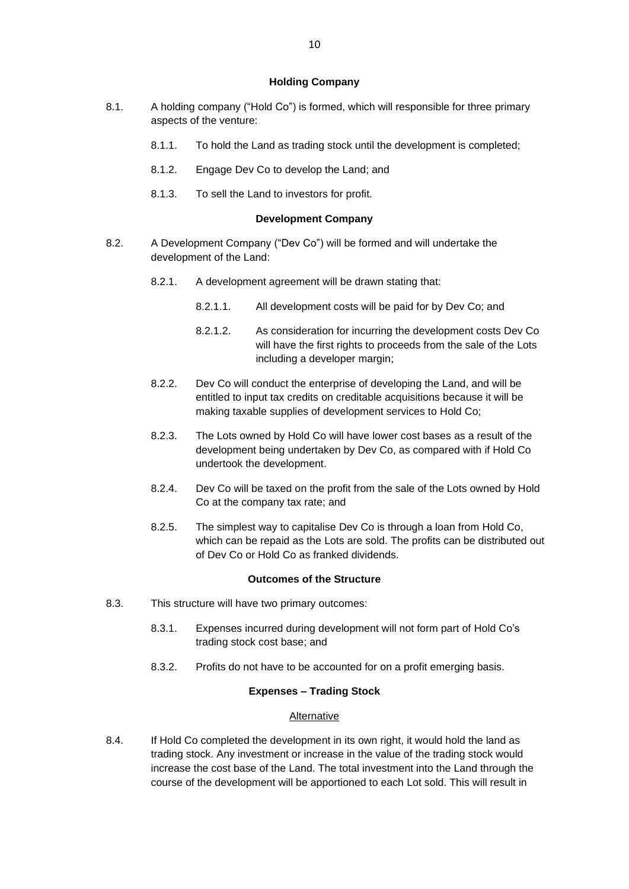**Holding Company**

8.1. A holding company ("Hold Co") is formed, which will responsible for three primary aspects of the venture:

   8.1.1. To hold the Land as trading stock until the development is completed;

   8.1.2. Engage Dev Co to develop the Land; and

   8.1.3. To sell the Land to investors for profit.

**Development Company**

8.2. A Development Company ("Dev Co") will be formed and will undertake the development of the Land:

   8.2.1. A development agreement will be drawn stating that:

      8.2.1.1. All development costs will be paid for by Dev Co; and

      8.2.1.2. As consideration for incurring the development costs Dev Co will have the first rights to proceeds from the sale of the Lots including a developer margin;

   8.2.2. Dev Co will conduct the enterprise of developing the Land, and will be entitled to input tax credits on creditable acquisitions because it will be making taxable supplies of development services to Hold Co;

   8.2.3. The Lots owned by Hold Co will have lower cost bases as a result of the development being undertaken by Dev Co, as compared with if Hold Co undertook the development.

   8.2.4. Dev Co will be taxed on the profit from the sale of the Lots owned by Hold Co at the company tax rate; and

   8.2.5. The simplest way to capitalise Dev Co is through a loan from Hold Co, which can be repaid as the Lots are sold. The profits can be distributed out of Dev Co or Hold Co as franked dividends.

**Outcomes of the Structure**

8.3. This structure will have two primary outcomes:

   8.3.1. Expenses incurred during development will not form part of Hold Co's trading stock cost base; and

   8.3.2. Profits do not have to be accounted for on a profit emerging basis.

**Expenses – Trading Stock**

Alternative

8.4. If Hold Co completed the development in its own right, it would hold the land as trading stock. Any investment or increase in the value of the trading stock would increase the cost base of the Land. The total investment into the Land through the course of the development will be apportioned to each Lot sold. This will result in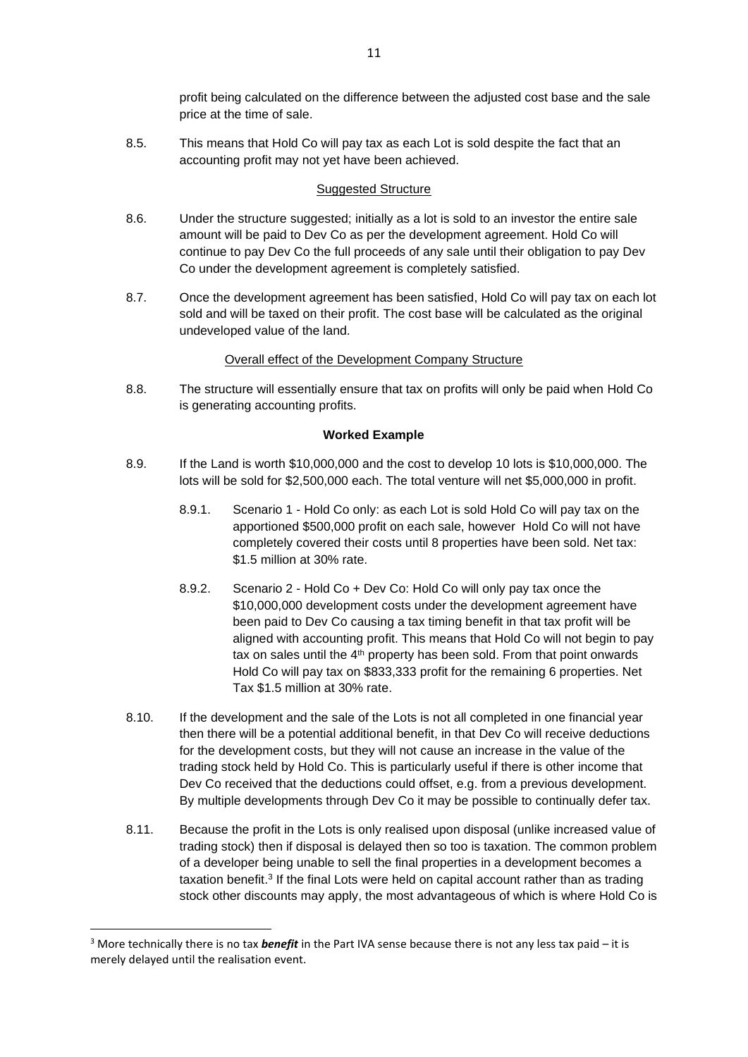profit being calculated on the difference between the adjusted cost base and the sale price at the time of sale.

8.5. This means that Hold Co will pay tax as each Lot is sold despite the fact that an accounting profit may not yet have been achieved.

Suggested Structure

8.6. Under the structure suggested; initially as a lot is sold to an investor the entire sale amount will be paid to Dev Co as per the development agreement. Hold Co will continue to pay Dev Co the full proceeds of any sale until their obligation to pay Dev Co under the development agreement is completely satisfied.

8.7. Once the development agreement has been satisfied, Hold Co will pay tax on each lot sold and will be taxed on their profit. The cost base will be calculated as the original undeveloped value of the land.

Overall effect of the Development Company Structure

8.8. The structure will essentially ensure that tax on profits will only be paid when Hold Co is generating accounting profits.

**Worked Example**

8.9. If the Land is worth $10,000,000 and the cost to develop 10 lots is $10,000,000. The lots will be sold for $2,500,000 each. The total venture will net $5,000,000 in profit.

8.9.1. Scenario 1 - Hold Co only: as each Lot is sold Hold Co will pay tax on the apportioned $500,000 profit on each sale, however Hold Co will not have completely covered their costs until 8 properties have been sold. Net tax: $1.5 million at 30% rate.

8.9.2. Scenario 2 - Hold Co + Dev Co: Hold Co will only pay tax once the $10,000,000 development costs under the development agreement have been paid to Dev Co causing a tax timing benefit in that tax profit will be aligned with accounting profit. This means that Hold Co will not begin to pay tax on sales until the 4th property has been sold. From that point onwards Hold Co will pay tax on $833,333 profit for the remaining 6 properties. Net Tax $1.5 million at 30% rate.

8.10. If the development and the sale of the Lots is not all completed in one financial year then there will be a potential additional benefit, in that Dev Co will receive deductions for the development costs, but they will not cause an increase in the value of the trading stock held by Hold Co. This is particularly useful if there is other income that Dev Co received that the deductions could offset, e.g. from a previous development. By multiple developments through Dev Co it may be possible to continually defer tax.

8.11. Because the profit in the Lots is only realised upon disposal (unlike increased value of trading stock) then if disposal is delayed then so too is taxation. The common problem of a developer being unable to sell the final properties in a development becomes a taxation benefit.[3] If the final Lots were held on capital account rather than as trading stock other discounts may apply, the most advantageous of which is where Hold Co is

[3] More technically there is no tax ***benefit*** in the Part IVA sense because there is not any less tax paid – it is merely delayed until the realisation event.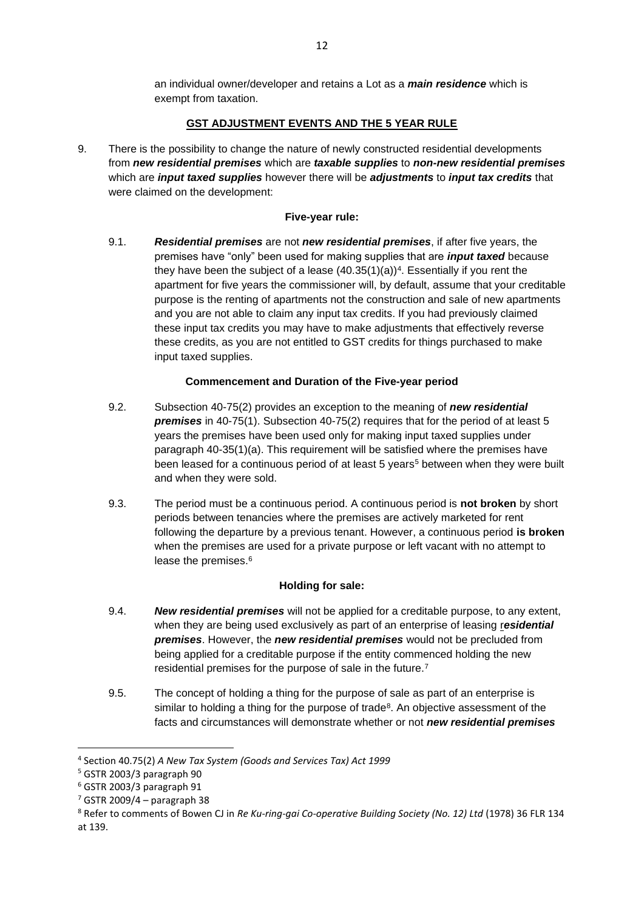an individual owner/developer and retains a Lot as a ***main residence*** which is exempt from taxation.

## GST ADJUSTMENT EVENTS AND THE 5 YEAR RULE

9. There is the possibility to change the nature of newly constructed residential developments from ***new residential premises*** which are ***taxable supplies*** to ***non-new residential premises*** which are ***input taxed supplies*** however there will be ***adjustments*** to ***input tax credits*** that were claimed on the development:

### Five-year rule:

9.1. ***Residential premises*** are not ***new residential premises***, if after five years, the premises have "only" been used for making supplies that are ***input taxed*** because they have been the subject of a lease (40.35(1)(a))[4]. Essentially if you rent the apartment for five years the commissioner will, by default, assume that your creditable purpose is the renting of apartments not the construction and sale of new apartments and you are not able to claim any input tax credits. If you had previously claimed these input tax credits you may have to make adjustments that effectively reverse these credits, as you are not entitled to GST credits for things purchased to make input taxed supplies.

### Commencement and Duration of the Five-year period

9.2. Subsection 40-75(2) provides an exception to the meaning of ***new residential premises*** in 40-75(1). Subsection 40-75(2) requires that for the period of at least 5 years the premises have been used only for making input taxed supplies under paragraph 40-35(1)(a). This requirement will be satisfied where the premises have been leased for a continuous period of at least 5 years[5] between when they were built and when they were sold.

9.3. The period must be a continuous period. A continuous period is **not broken** by short periods between tenancies where the premises are actively marketed for rent following the departure by a previous tenant. However, a continuous period **is broken** when the premises are used for a private purpose or left vacant with no attempt to lease the premises.[6]

### Holding for sale:

9.4. ***New residential premises*** will not be applied for a creditable purpose, to any extent, when they are being used exclusively as part of an enterprise of leasing ***residential premises***. However, the ***new residential premises*** would not be precluded from being applied for a creditable purpose if the entity commenced holding the new residential premises for the purpose of sale in the future.[7]

9.5. The concept of holding a thing for the purpose of sale as part of an enterprise is similar to holding a thing for the purpose of trade[8]. An objective assessment of the facts and circumstances will demonstrate whether or not ***new residential premises***

---

[4] Section 40.75(2) *A New Tax System (Goods and Services Tax) Act 1999*

[5] GSTR 2003/3 paragraph 90

[6] GSTR 2003/3 paragraph 91

[7] GSTR 2009/4 – paragraph 38

[8] Refer to comments of Bowen CJ in *Re Ku-ring-gai Co-operative Building Society (No. 12) Ltd* (1978) 36 FLR 134 at 139.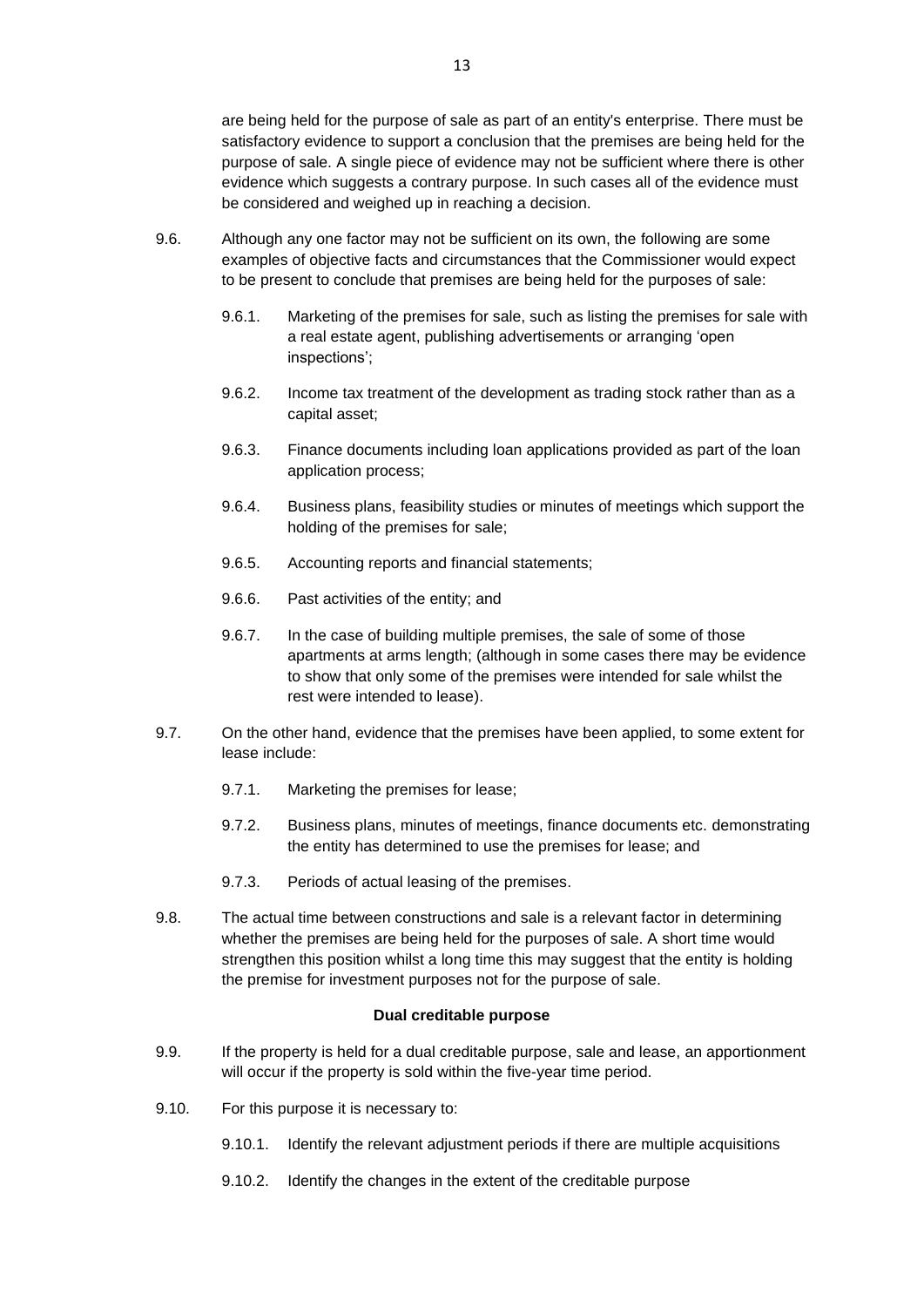are being held for the purpose of sale as part of an entity's enterprise. There must be satisfactory evidence to support a conclusion that the premises are being held for the purpose of sale. A single piece of evidence may not be sufficient where there is other evidence which suggests a contrary purpose. In such cases all of the evidence must be considered and weighed up in reaching a decision.

9.6. Although any one factor may not be sufficient on its own, the following are some examples of objective facts and circumstances that the Commissioner would expect to be present to conclude that premises are being held for the purposes of sale:

9.6.1. Marketing of the premises for sale, such as listing the premises for sale with a real estate agent, publishing advertisements or arranging 'open inspections';

9.6.2. Income tax treatment of the development as trading stock rather than as a capital asset;

9.6.3. Finance documents including loan applications provided as part of the loan application process;

9.6.4. Business plans, feasibility studies or minutes of meetings which support the holding of the premises for sale;

9.6.5. Accounting reports and financial statements;

9.6.6. Past activities of the entity; and

9.6.7. In the case of building multiple premises, the sale of some of those apartments at arms length; (although in some cases there may be evidence to show that only some of the premises were intended for sale whilst the rest were intended to lease).

9.7. On the other hand, evidence that the premises have been applied, to some extent for lease include:

9.7.1. Marketing the premises for lease;

9.7.2. Business plans, minutes of meetings, finance documents etc. demonstrating the entity has determined to use the premises for lease; and

9.7.3. Periods of actual leasing of the premises.

9.8. The actual time between constructions and sale is a relevant factor in determining whether the premises are being held for the purposes of sale. A short time would strengthen this position whilst a long time this may suggest that the entity is holding the premise for investment purposes not for the purpose of sale.

**Dual creditable purpose**

9.9. If the property is held for a dual creditable purpose, sale and lease, an apportionment will occur if the property is sold within the five-year time period.

9.10. For this purpose it is necessary to:

9.10.1. Identify the relevant adjustment periods if there are multiple acquisitions

9.10.2. Identify the changes in the extent of the creditable purpose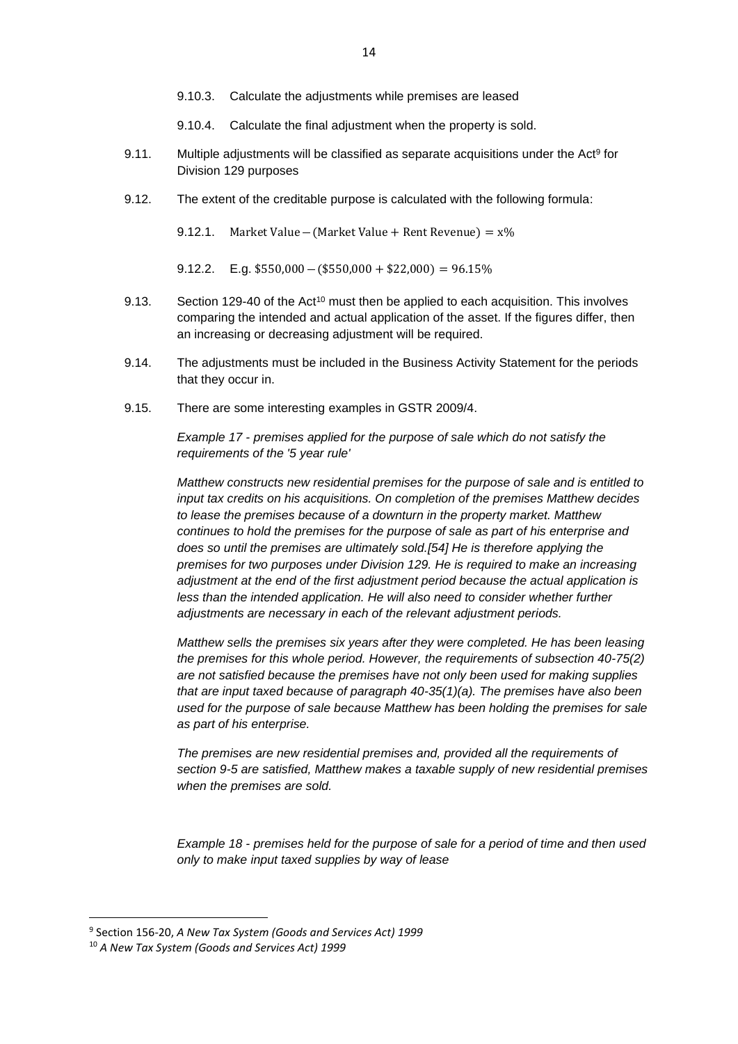9.10.3. Calculate the adjustments while premises are leased

9.10.4. Calculate the final adjustment when the property is sold.

9.11. Multiple adjustments will be classified as separate acquisitions under the Act[9] for Division 129 purposes

9.12. The extent of the creditable purpose is calculated with the following formula:

9.12.1. $\text{Market Value} - (\text{Market Value} + \text{Rent Revenue}) = x\%$

9.12.2. E.g. $\$550{,}000 - (\$550{,}000 + \$22{,}000) = 96.15\%$

9.13. Section 129-40 of the Act[10] must then be applied to each acquisition. This involves comparing the intended and actual application of the asset. If the figures differ, then an increasing or decreasing adjustment will be required.

9.14. The adjustments must be included in the Business Activity Statement for the periods that they occur in.

9.15. There are some interesting examples in GSTR 2009/4.

*Example 17 - premises applied for the purpose of sale which do not satisfy the requirements of the '5 year rule'*

*Matthew constructs new residential premises for the purpose of sale and is entitled to input tax credits on his acquisitions. On completion of the premises Matthew decides to lease the premises because of a downturn in the property market. Matthew continues to hold the premises for the purpose of sale as part of his enterprise and does so until the premises are ultimately sold.[54] He is therefore applying the premises for two purposes under Division 129. He is required to make an increasing adjustment at the end of the first adjustment period because the actual application is less than the intended application. He will also need to consider whether further adjustments are necessary in each of the relevant adjustment periods.*

*Matthew sells the premises six years after they were completed. He has been leasing the premises for this whole period. However, the requirements of subsection 40-75(2) are not satisfied because the premises have not only been used for making supplies that are input taxed because of paragraph 40-35(1)(a). The premises have also been used for the purpose of sale because Matthew has been holding the premises for sale as part of his enterprise.*

*The premises are new residential premises and, provided all the requirements of section 9-5 are satisfied, Matthew makes a taxable supply of new residential premises when the premises are sold.*

*Example 18 - premises held for the purpose of sale for a period of time and then used only to make input taxed supplies by way of lease*

---

[9] Section 156-20, *A New Tax System (Goods and Services Act) 1999*

[10] *A New Tax System (Goods and Services Act) 1999*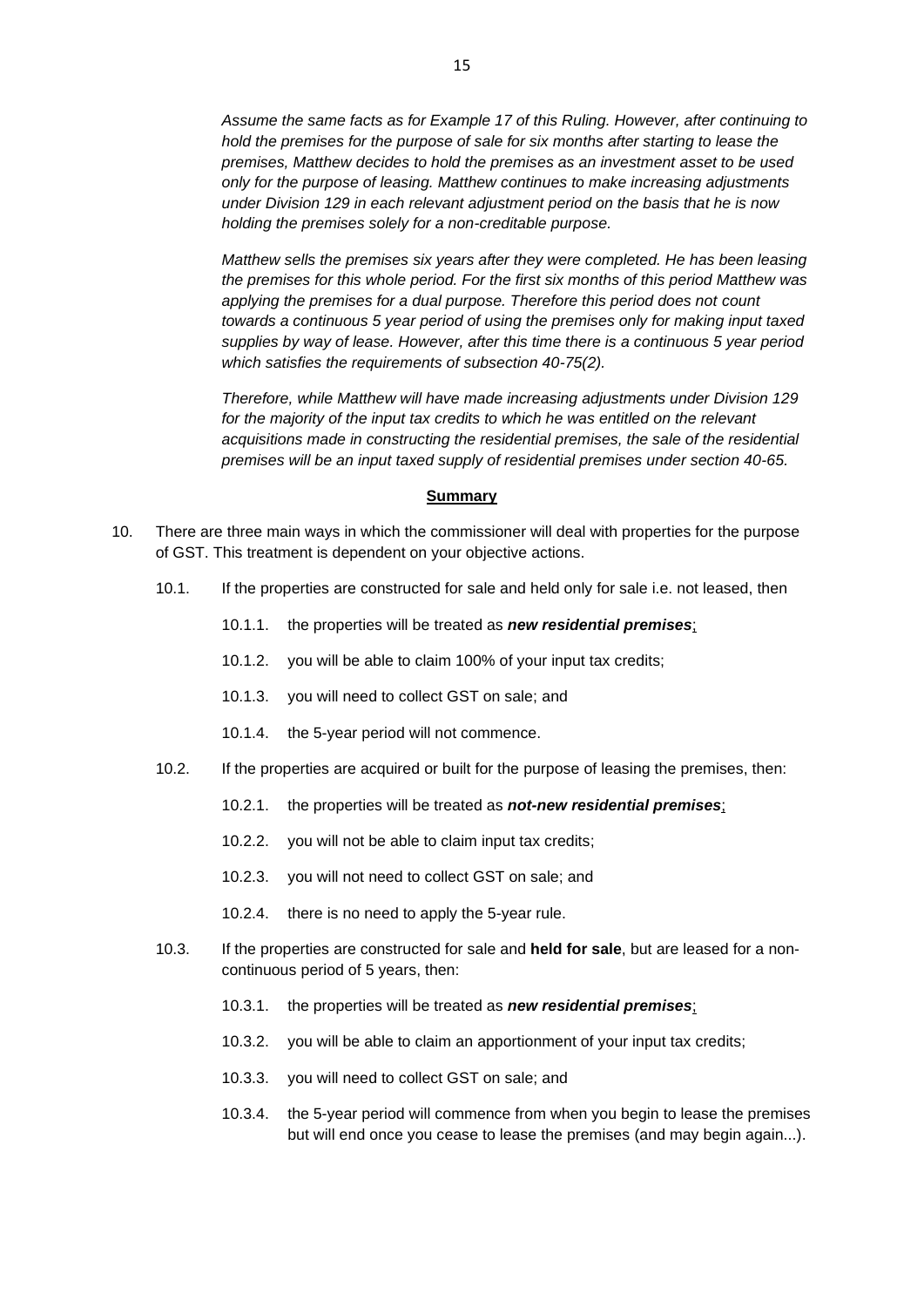*Assume the same facts as for Example 17 of this Ruling. However, after continuing to hold the premises for the purpose of sale for six months after starting to lease the premises, Matthew decides to hold the premises as an investment asset to be used only for the purpose of leasing. Matthew continues to make increasing adjustments under Division 129 in each relevant adjustment period on the basis that he is now holding the premises solely for a non-creditable purpose.*

*Matthew sells the premises six years after they were completed. He has been leasing the premises for this whole period. For the first six months of this period Matthew was applying the premises for a dual purpose. Therefore this period does not count towards a continuous 5 year period of using the premises only for making input taxed supplies by way of lease. However, after this time there is a continuous 5 year period which satisfies the requirements of subsection 40-75(2).*

*Therefore, while Matthew will have made increasing adjustments under Division 129 for the majority of the input tax credits to which he was entitled on the relevant acquisitions made in constructing the residential premises, the sale of the residential premises will be an input taxed supply of residential premises under section 40-65.*

## Summary

10. There are three main ways in which the commissioner will deal with properties for the purpose of GST. This treatment is dependent on your objective actions.

  10.1. If the properties are constructed for sale and held only for sale i.e. not leased, then

    10.1.1. the properties will be treated as ***new residential premises***;

    10.1.2. you will be able to claim 100% of your input tax credits;

    10.1.3. you will need to collect GST on sale; and

    10.1.4. the 5-year period will not commence.

  10.2. If the properties are acquired or built for the purpose of leasing the premises, then:

    10.2.1. the properties will be treated as ***not-new residential premises***;

    10.2.2. you will not be able to claim input tax credits;

    10.2.3. you will not need to collect GST on sale; and

    10.2.4. there is no need to apply the 5-year rule.

  10.3. If the properties are constructed for sale and **held for sale**, but are leased for a non-continuous period of 5 years, then:

    10.3.1. the properties will be treated as ***new residential premises***;

    10.3.2. you will be able to claim an apportionment of your input tax credits;

    10.3.3. you will need to collect GST on sale; and

    10.3.4. the 5-year period will commence from when you begin to lease the premises but will end once you cease to lease the premises (and may begin again...).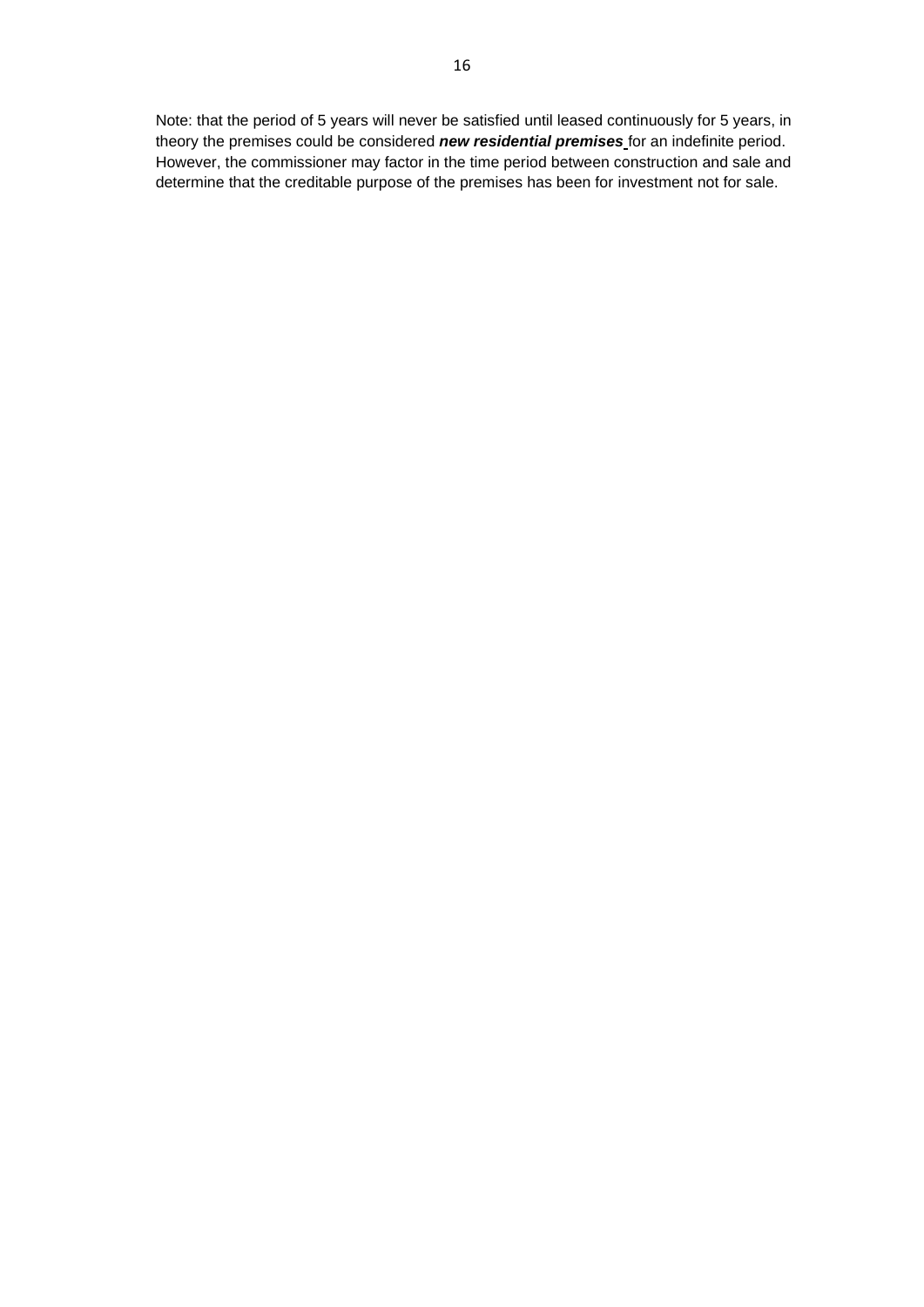Note: that the period of 5 years will never be satisfied until leased continuously for 5 years, in theory the premises could be considered ***new residential premises*** for an indefinite period. However, the commissioner may factor in the time period between construction and sale and determine that the creditable purpose of the premises has been for investment not for sale.